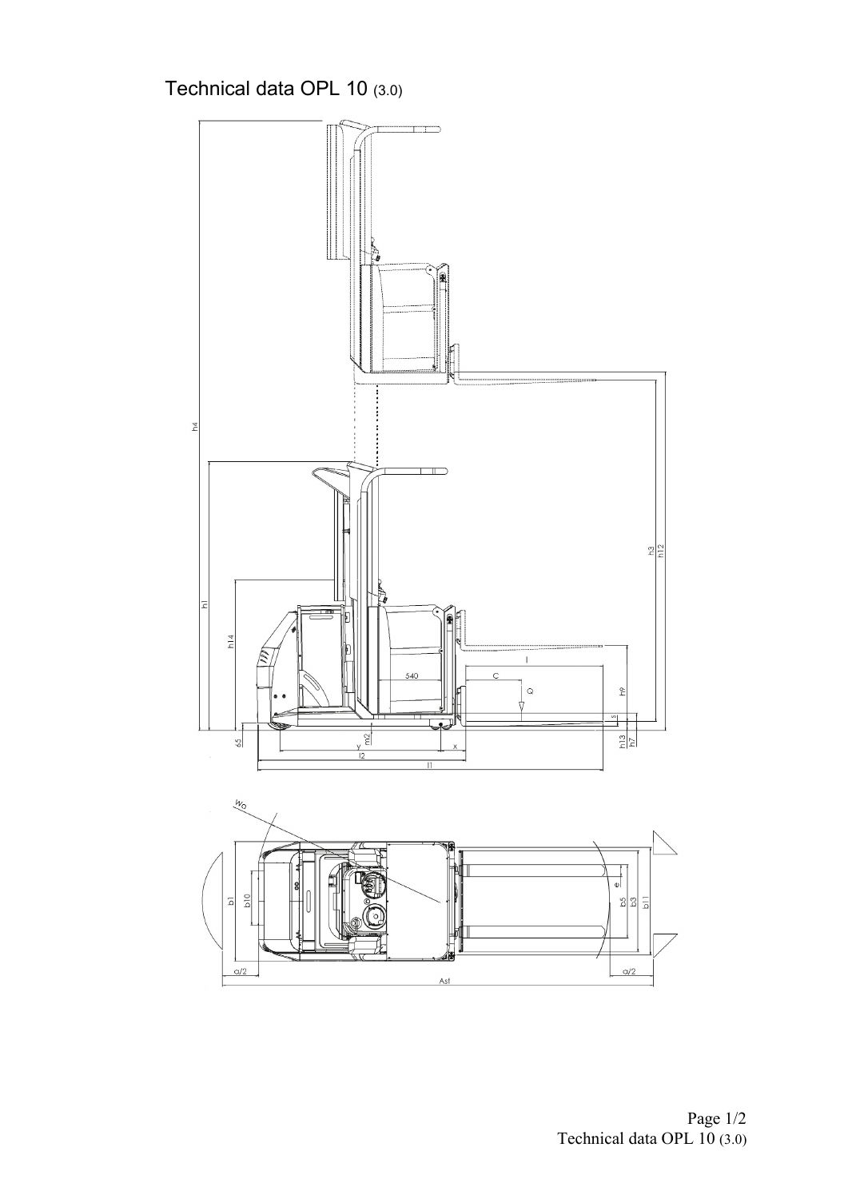# Technical data OPL 10 (3.0)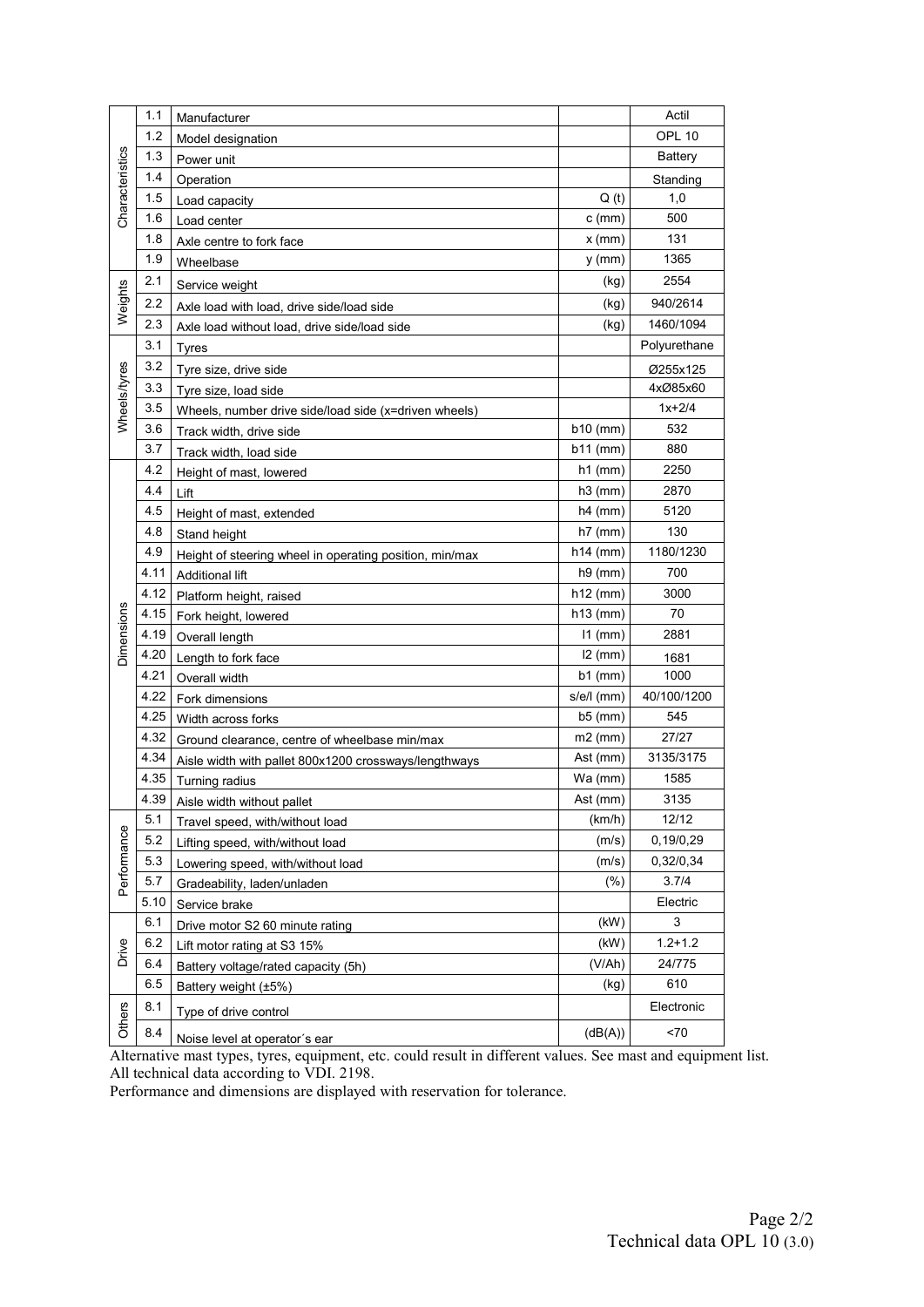| | | | | |
|---|---|---|---|---|
| Characteristics | 1.1 | Manufacturer | | Actil |
| | 1.2 | Model designation | | OPL 10 |
| | 1.3 | Power unit | | Battery |
| | 1.4 | Operation | | Standing |
| | 1.5 | Load capacity | Q (t) | 1,0 |
| | 1.6 | Load center | c (mm) | 500 |
| | 1.8 | Axle centre to fork face | x (mm) | 131 |
| | 1.9 | Wheelbase | y (mm) | 1365 |
| Weights | 2.1 | Service weight | (kg) | 2554 |
| | 2.2 | Axle load with load, drive side/load side | (kg) | 940/2614 |
| | 2.3 | Axle load without load, drive side/load side | (kg) | 1460/1094 |
| Wheels/tyres | 3.1 | Tyres | | Polyurethane |
| | 3.2 | Tyre size, drive side | | Ø255x125 |
| | 3.3 | Tyre size, load side | | 4xØ85x60 |
| | 3.5 | Wheels, number drive side/load side (x=driven wheels) | | 1x+2/4 |
| | 3.6 | Track width, drive side | b10 (mm) | 532 |
| | 3.7 | Track width, load side | b11 (mm) | 880 |
| Dimensions | 4.2 | Height of mast, lowered | h1 (mm) | 2250 |
| | 4.4 | Lift | h3 (mm) | 2870 |
| | 4.5 | Height of mast, extended | h4 (mm) | 5120 |
| | 4.8 | Stand height | h7 (mm) | 130 |
| | 4.9 | Height of steering wheel in operating position, min/max | h14 (mm) | 1180/1230 |
| | 4.11 | Additional lift | h9 (mm) | 700 |
| | 4.12 | Platform height, raised | h12 (mm) | 3000 |
| | 4.15 | Fork height, lowered | h13 (mm) | 70 |
| | 4.19 | Overall length | l1 (mm) | 2881 |
| | 4.20 | Length to fork face | l2 (mm) | 1681 |
| | 4.21 | Overall width | b1 (mm) | 1000 |
| | 4.22 | Fork dimensions | s/e/l (mm) | 40/100/1200 |
| | 4.25 | Width across forks | b5 (mm) | 545 |
| | 4.32 | Ground clearance, centre of wheelbase min/max | m2 (mm) | 27/27 |
| | 4.34 | Aisle width with pallet 800x1200 crossways/lengthways | Ast (mm) | 3135/3175 |
| | 4.35 | Turning radius | Wa (mm) | 1585 |
| | 4.39 | Aisle width without pallet | Ast (mm) | 3135 |
| Performance | 5.1 | Travel speed, with/without load | (km/h) | 12/12 |
| | 5.2 | Lifting speed, with/without load | (m/s) | 0,19/0,29 |
| | 5.3 | Lowering speed, with/without load | (m/s) | 0,32/0,34 |
| | 5.7 | Gradeability, laden/unladen | (%) | 3.7/4 |
| | 5.10 | Service brake | | Electric |
| Drive | 6.1 | Drive motor S2 60 minute rating | (kW) | 3 |
| | 6.2 | Lift motor rating at S3 15% | (kW) | 1.2+1.2 |
| | 6.4 | Battery voltage/rated capacity (5h) | (V/Ah) | 24/775 |
| | 6.5 | Battery weight (±5%) | (kg) | 610 |
| Others | 8.1 | Type of drive control | | Electronic |
| | 8.4 | Noise level at operator´s ear | (dB(A)) | <70 |

Alternative mast types, tyres, equipment, etc. could result in different values. See mast and equipment list.
All technical data according to VDI. 2198.
Performance and dimensions are displayed with reservation for tolerance.

Technical data OPL 10 (3.0)